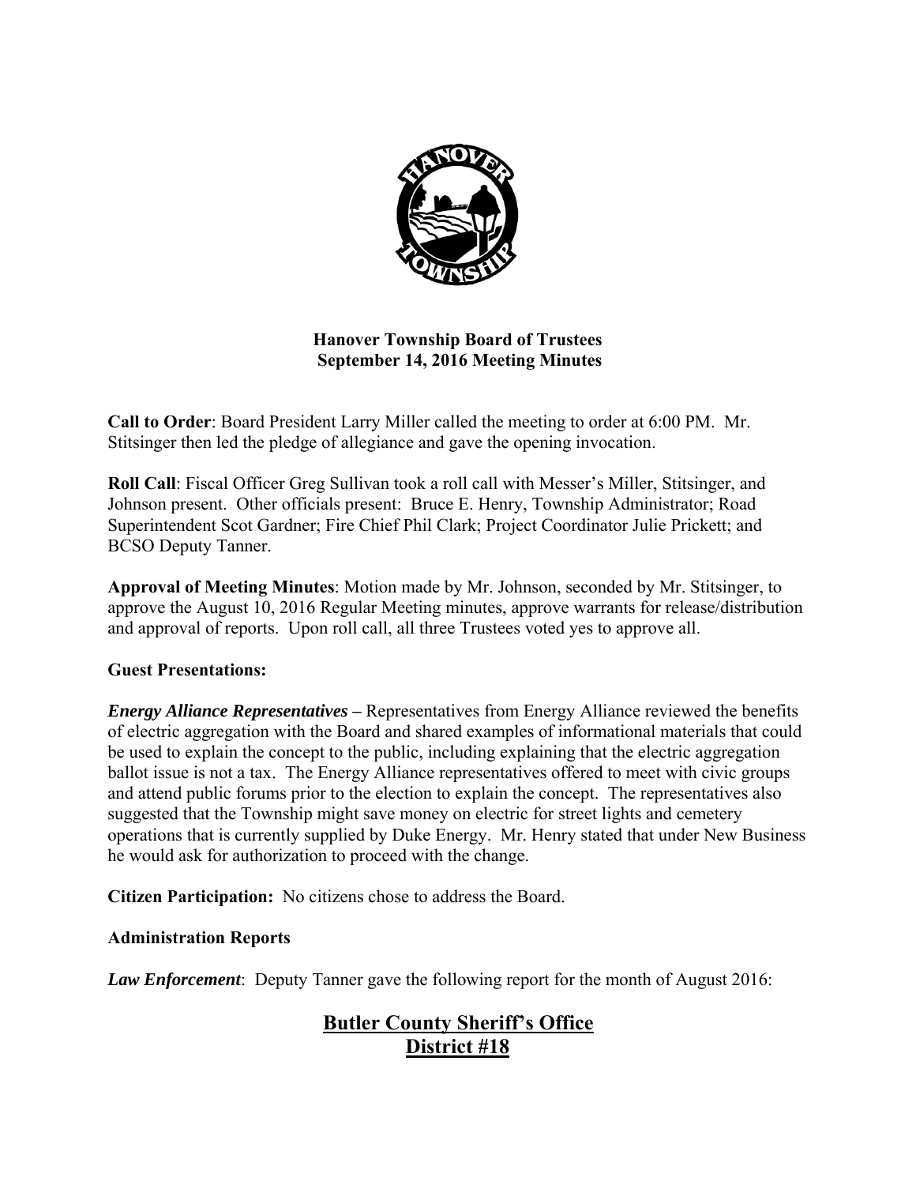# Hanover Township Board of Trustees
## September 14, 2016 Meeting Minutes

**Call to Order**: Board President Larry Miller called the meeting to order at 6:00 PM. Mr. Stitsinger then led the pledge of allegiance and gave the opening invocation.

**Roll Call**: Fiscal Officer Greg Sullivan took a roll call with Messer's Miller, Stitsinger, and Johnson present. Other officials present: Bruce E. Henry, Township Administrator; Road Superintendent Scot Gardner; Fire Chief Phil Clark; Project Coordinator Julie Prickett; and BCSO Deputy Tanner.

**Approval of Meeting Minutes**: Motion made by Mr. Johnson, seconded by Mr. Stitsinger, to approve the August 10, 2016 Regular Meeting minutes, approve warrants for release/distribution and approval of reports. Upon roll call, all three Trustees voted yes to approve all.

**Guest Presentations:**

***Energy Alliance Representatives –*** Representatives from Energy Alliance reviewed the benefits of electric aggregation with the Board and shared examples of informational materials that could be used to explain the concept to the public, including explaining that the electric aggregation ballot issue is not a tax. The Energy Alliance representatives offered to meet with civic groups and attend public forums prior to the election to explain the concept. The representatives also suggested that the Township might save money on electric for street lights and cemetery operations that is currently supplied by Duke Energy. Mr. Henry stated that under New Business he would ask for authorization to proceed with the change.

**Citizen Participation:** No citizens chose to address the Board.

**Administration Reports**

***Law Enforcement***: Deputy Tanner gave the following report for the month of August 2016:

## Butler County Sheriff's Office
## District #18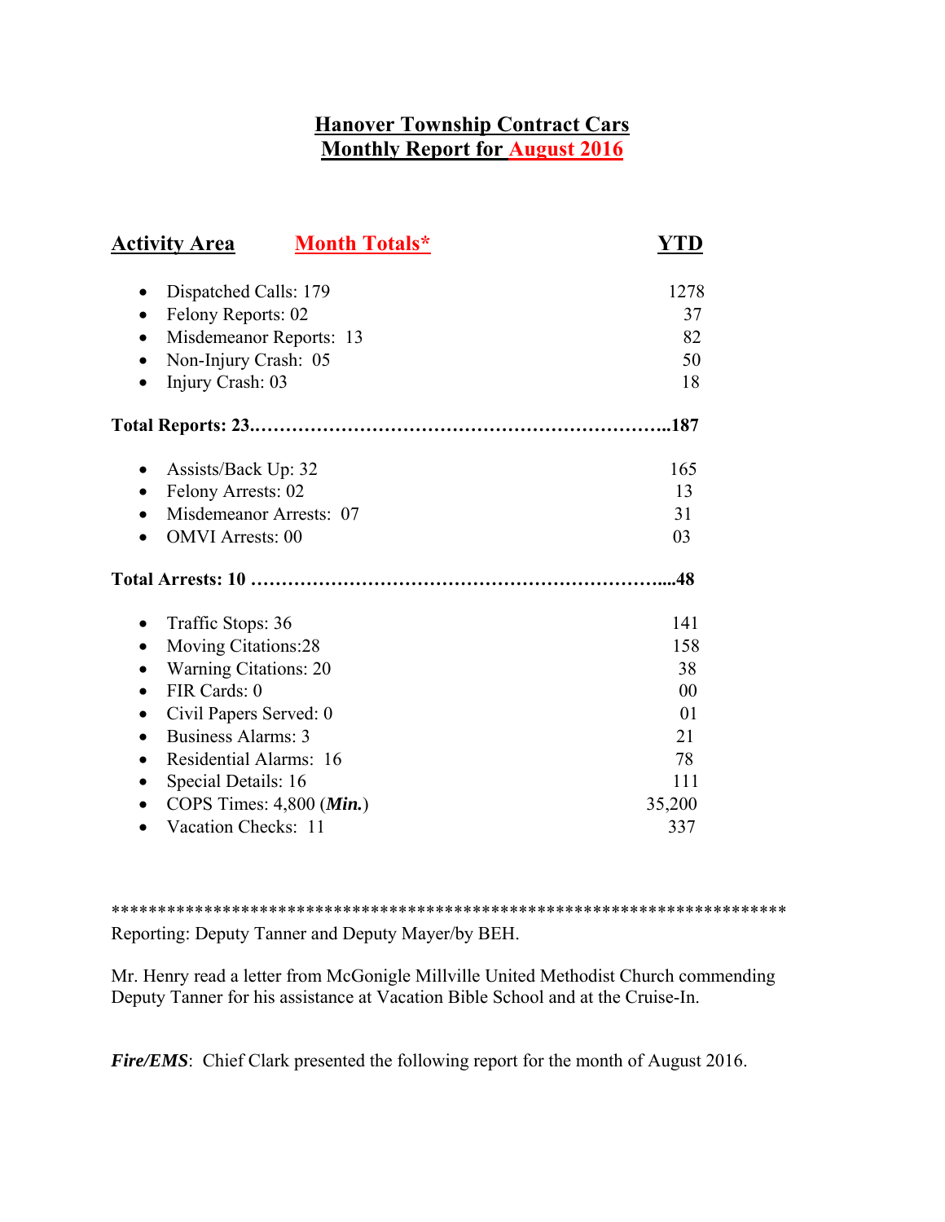## Hanover Township Contract Cars
## Monthly Report for August 2016

| Activity Area | Month Totals* | YTD |
|---|---|---|
| • Dispatched Calls: 179 | | 1278 |
| • Felony Reports: 02 | | 37 |
| • Misdemeanor Reports: 13 | | 82 |
| • Non-Injury Crash: 05 | | 50 |
| • Injury Crash: 03 | | 18 |
| **Total Reports: 23** | | **187** |
| • Assists/Back Up: 32 | | 165 |
| • Felony Arrests: 02 | | 13 |
| • Misdemeanor Arrests: 07 | | 31 |
| • OMVI Arrests: 00 | | 03 |
| **Total Arrests: 10** | | **48** |
| • Traffic Stops: 36 | | 141 |
| • Moving Citations:28 | | 158 |
| • Warning Citations: 20 | | 38 |
| • FIR Cards: 0 | | 00 |
| • Civil Papers Served: 0 | | 01 |
| • Business Alarms: 3 | | 21 |
| • Residential Alarms: 16 | | 78 |
| • Special Details: 16 | | 111 |
| • COPS Times: 4,800 (***Min.***) | | 35,200 |
| • Vacation Checks: 11 | | 337 |

***************************************************************************

Reporting: Deputy Tanner and Deputy Mayer/by BEH.

Mr. Henry read a letter from McGonigle Millville United Methodist Church commending Deputy Tanner for his assistance at Vacation Bible School and at the Cruise-In.

***Fire/EMS***: Chief Clark presented the following report for the month of August 2016.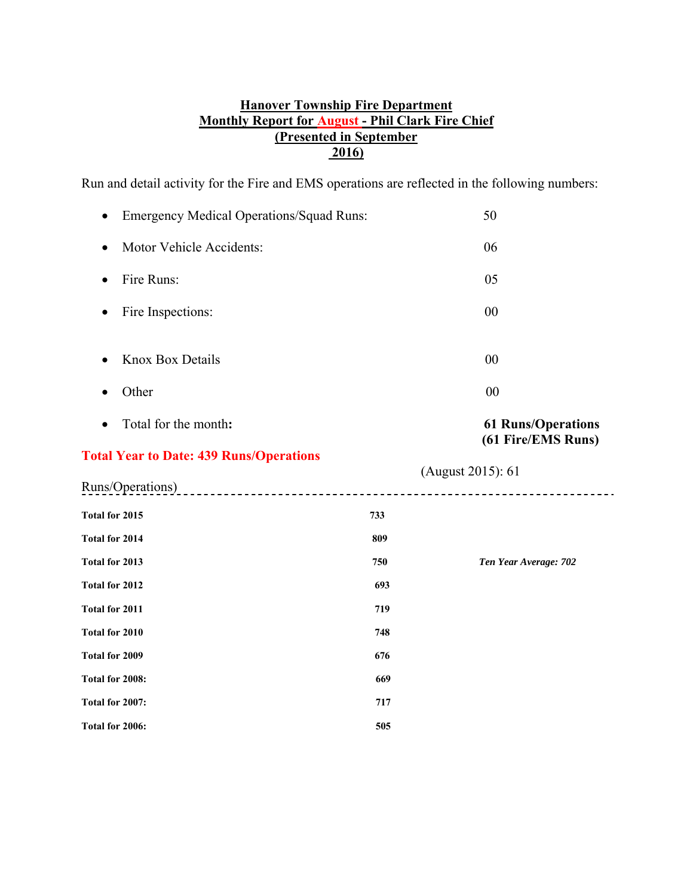**Hanover Township Fire Department**
**Monthly Report for August - Phil Clark Fire Chief**
**(Presented in September 2016)**

Run and detail activity for the Fire and EMS operations are reflected in the following numbers:

- Emergency Medical Operations/Squad Runs: 50
- Motor Vehicle Accidents: 06
- Fire Runs: 05
- Fire Inspections: 00
- Knox Box Details 00
- Other 00
- Total for the month**:** **61 Runs/Operations (61 Fire/EMS Runs)**

**Total Year to Date: 439 Runs/Operations**

(August 2015): 61 Runs/Operations)

---

| | | |
|---|---|---|
| **Total for 2015** | **733** | |
| **Total for 2014** | **809** | |
| **Total for 2013** | **750** | ***Ten Year Average: 702*** |
| **Total for 2012** | **693** | |
| **Total for 2011** | **719** | |
| **Total for 2010** | **748** | |
| **Total for 2009** | **676** | |
| **Total for 2008:** | **669** | |
| **Total for 2007:** | **717** | |
| **Total for 2006:** | **505** | |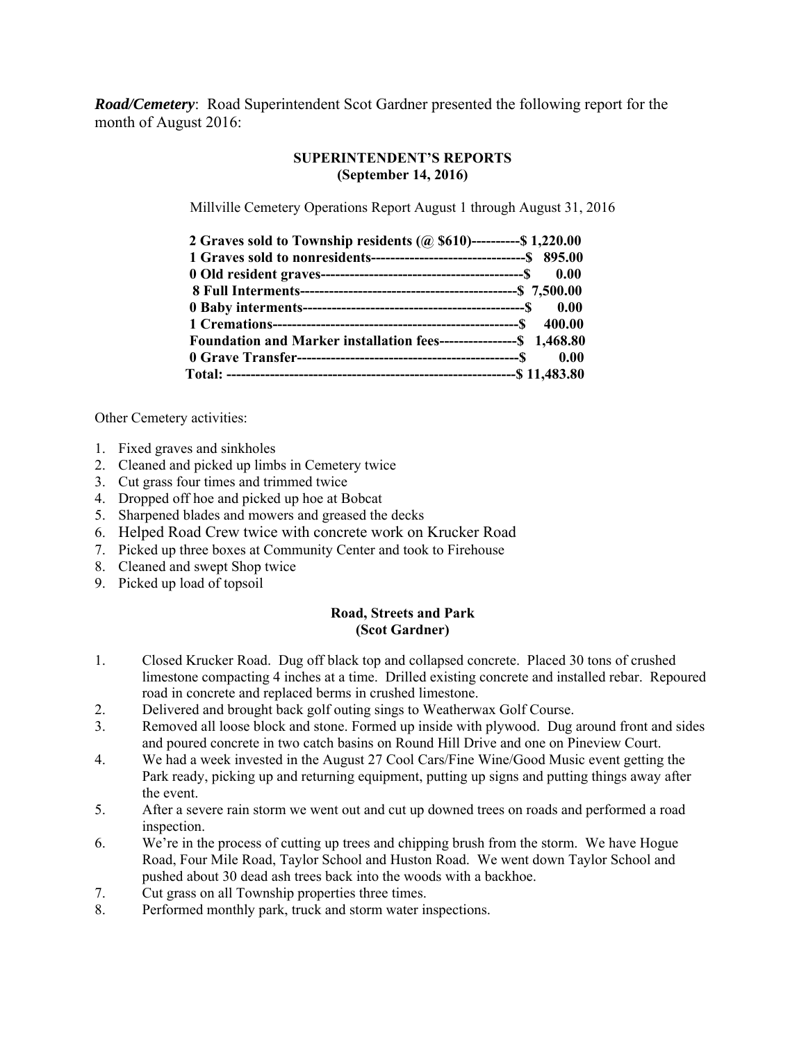***Road/Cemetery***: Road Superintendent Scot Gardner presented the following report for the month of August 2016:

**SUPERINTENDENT'S REPORTS**
**(September 14, 2016)**

Millville Cemetery Operations Report August 1 through August 31, 2016

**2 Graves sold to Township residents (@ $610)----------$ 1,220.00**
**1 Graves sold to nonresidents---------------------------------$ 895.00**
**0 Old resident graves------------------------------------------$ 0.00**
**8 Full Interments---------------------------------------------$ 7,500.00**
**0 Baby interments----------------------------------------------$ 0.00**
**1 Cremations---------------------------------------------------$ 400.00**
**Foundation and Marker installation fees----------------$ 1,468.80**
**0 Grave Transfer----------------------------------------------$ 0.00**
**Total: ------------------------------------------------------------$ 11,483.80**

Other Cemetery activities:

1. Fixed graves and sinkholes
2. Cleaned and picked up limbs in Cemetery twice
3. Cut grass four times and trimmed twice
4. Dropped off hoe and picked up hoe at Bobcat
5. Sharpened blades and mowers and greased the decks
6. Helped Road Crew twice with concrete work on Krucker Road
7. Picked up three boxes at Community Center and took to Firehouse
8. Cleaned and swept Shop twice
9. Picked up load of topsoil

**Road, Streets and Park**
**(Scot Gardner)**

1. Closed Krucker Road. Dug off black top and collapsed concrete. Placed 30 tons of crushed limestone compacting 4 inches at a time. Drilled existing concrete and installed rebar. Repoured road in concrete and replaced berms in crushed limestone.
2. Delivered and brought back golf outing sings to Weatherwax Golf Course.
3. Removed all loose block and stone. Formed up inside with plywood. Dug around front and sides and poured concrete in two catch basins on Round Hill Drive and one on Pineview Court.
4. We had a week invested in the August 27 Cool Cars/Fine Wine/Good Music event getting the Park ready, picking up and returning equipment, putting up signs and putting things away after the event.
5. After a severe rain storm we went out and cut up downed trees on roads and performed a road inspection.
6. We're in the process of cutting up trees and chipping brush from the storm. We have Hogue Road, Four Mile Road, Taylor School and Huston Road. We went down Taylor School and pushed about 30 dead ash trees back into the woods with a backhoe.
7. Cut grass on all Township properties three times.
8. Performed monthly park, truck and storm water inspections.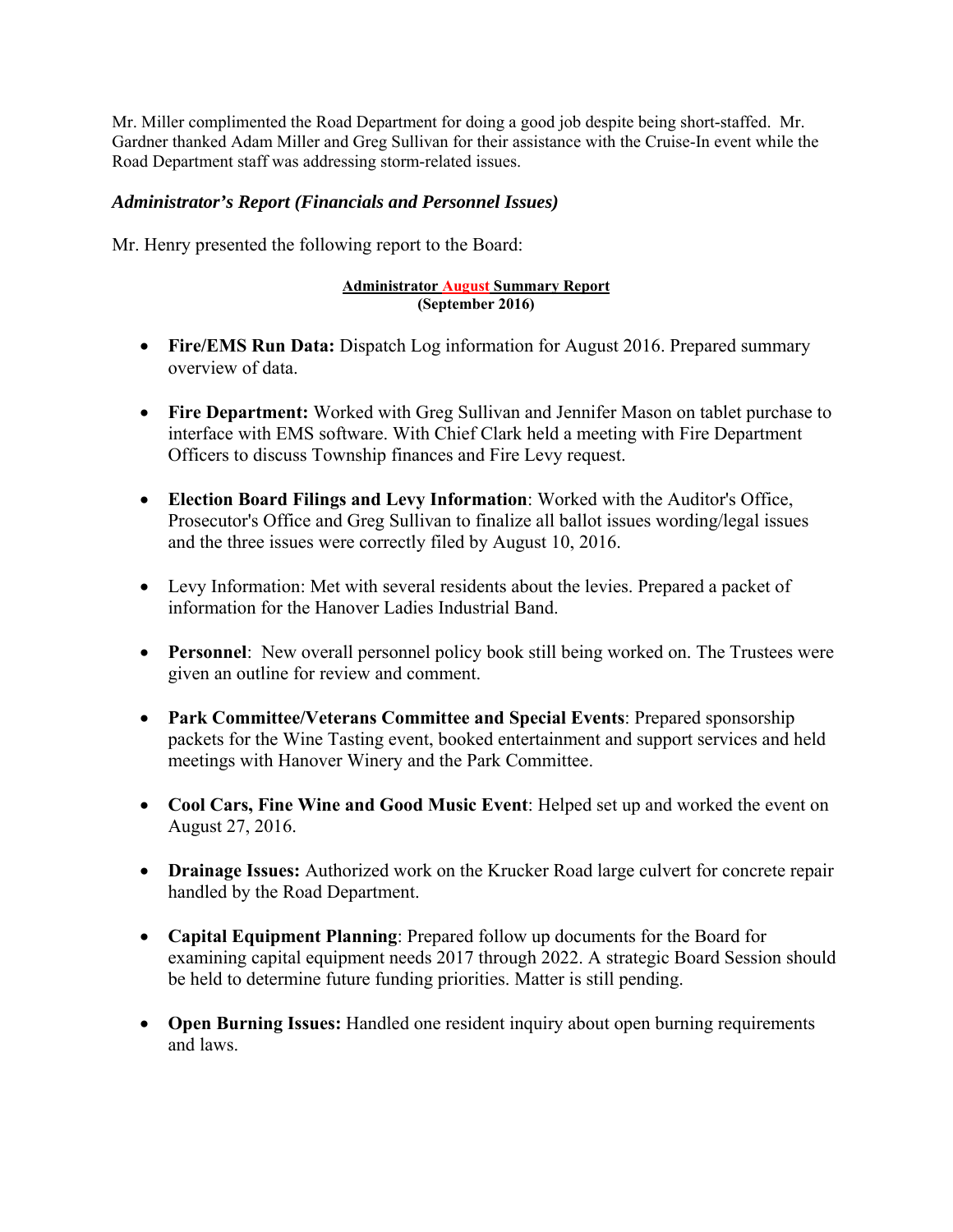Mr. Miller complimented the Road Department for doing a good job despite being short-staffed. Mr. Gardner thanked Adam Miller and Greg Sullivan for their assistance with the Cruise-In event while the Road Department staff was addressing storm-related issues.

### *Administrator's Report (Financials and Personnel Issues)*

Mr. Henry presented the following report to the Board:

**Administrator August Summary Report**
**(September 2016)**

- **Fire/EMS Run Data:** Dispatch Log information for August 2016. Prepared summary overview of data.

- **Fire Department:** Worked with Greg Sullivan and Jennifer Mason on tablet purchase to interface with EMS software. With Chief Clark held a meeting with Fire Department Officers to discuss Township finances and Fire Levy request.

- **Election Board Filings and Levy Information**: Worked with the Auditor's Office, Prosecutor's Office and Greg Sullivan to finalize all ballot issues wording/legal issues and the three issues were correctly filed by August 10, 2016.

- Levy Information: Met with several residents about the levies. Prepared a packet of information for the Hanover Ladies Industrial Band.

- **Personnel**: New overall personnel policy book still being worked on. The Trustees were given an outline for review and comment.

- **Park Committee/Veterans Committee and Special Events**: Prepared sponsorship packets for the Wine Tasting event, booked entertainment and support services and held meetings with Hanover Winery and the Park Committee.

- **Cool Cars, Fine Wine and Good Music Event**: Helped set up and worked the event on August 27, 2016.

- **Drainage Issues:** Authorized work on the Krucker Road large culvert for concrete repair handled by the Road Department.

- **Capital Equipment Planning**: Prepared follow up documents for the Board for examining capital equipment needs 2017 through 2022. A strategic Board Session should be held to determine future funding priorities. Matter is still pending.

- **Open Burning Issues:** Handled one resident inquiry about open burning requirements and laws.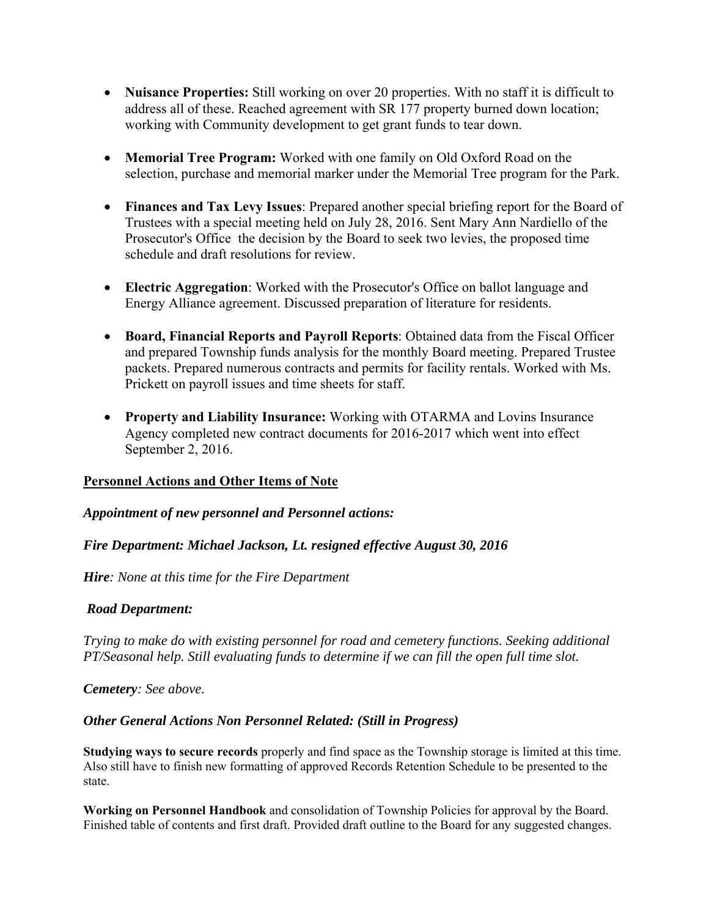- **Nuisance Properties:** Still working on over 20 properties. With no staff it is difficult to address all of these. Reached agreement with SR 177 property burned down location; working with Community development to get grant funds to tear down.

- **Memorial Tree Program:** Worked with one family on Old Oxford Road on the selection, purchase and memorial marker under the Memorial Tree program for the Park.

- **Finances and Tax Levy Issues**: Prepared another special briefing report for the Board of Trustees with a special meeting held on July 28, 2016. Sent Mary Ann Nardiello of the Prosecutor's Office the decision by the Board to seek two levies, the proposed time schedule and draft resolutions for review.

- **Electric Aggregation**: Worked with the Prosecutor's Office on ballot language and Energy Alliance agreement. Discussed preparation of literature for residents.

- **Board, Financial Reports and Payroll Reports**: Obtained data from the Fiscal Officer and prepared Township funds analysis for the monthly Board meeting. Prepared Trustee packets. Prepared numerous contracts and permits for facility rentals. Worked with Ms. Prickett on payroll issues and time sheets for staff.

- **Property and Liability Insurance:** Working with OTARMA and Lovins Insurance Agency completed new contract documents for 2016-2017 which went into effect September 2, 2016.

## Personnel Actions and Other Items of Note

***Appointment of new personnel and Personnel actions:***

***Fire Department: Michael Jackson, Lt. resigned effective August 30, 2016***

***Hire****: None at this time for the Fire Department*

***Road Department:***

*Trying to make do with existing personnel for road and cemetery functions. Seeking additional PT/Seasonal help. Still evaluating funds to determine if we can fill the open full time slot.*

***Cemetery****: See above.*

***Other General Actions Non Personnel Related: (Still in Progress)***

**Studying ways to secure records** properly and find space as the Township storage is limited at this time. Also still have to finish new formatting of approved Records Retention Schedule to be presented to the state.

**Working on Personnel Handbook** and consolidation of Township Policies for approval by the Board. Finished table of contents and first draft. Provided draft outline to the Board for any suggested changes.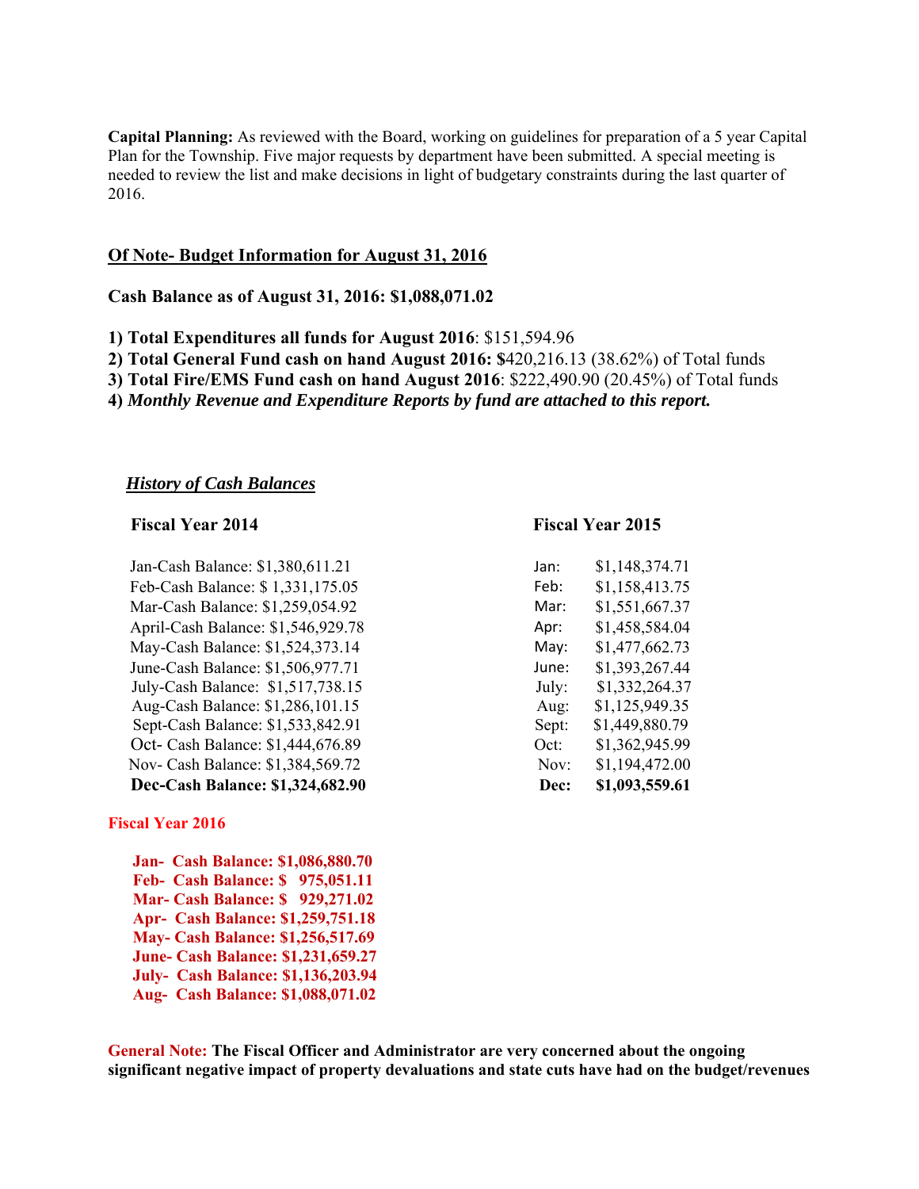**Capital Planning:** As reviewed with the Board, working on guidelines for preparation of a 5 year Capital Plan for the Township. Five major requests by department have been submitted. A special meeting is needed to review the list and make decisions in light of budgetary constraints during the last quarter of 2016.

## Of Note- Budget Information for August 31, 2016

**Cash Balance as of August 31, 2016: $1,088,071.02**

1) **Total Expenditures all funds for August 2016**: $151,594.96
2) **Total General Fund cash on hand August 2016: $**420,216.13 (38.62%) of Total funds
3) **Total Fire/EMS Fund cash on hand August 2016**: $222,490.90 (20.45%) of Total funds
4) ***Monthly Revenue and Expenditure Reports by fund are attached to this report.***

### *History of Cash Balances*

**Fiscal Year 2014**

Jan-Cash Balance: $1,380,611.21
Feb-Cash Balance: $ 1,331,175.05
Mar-Cash Balance: $1,259,054.92
April-Cash Balance: $1,546,929.78
May-Cash Balance: $1,524,373.14
June-Cash Balance: $1,506,977.71
July-Cash Balance: $1,517,738.15
Aug-Cash Balance: $1,286,101.15
Sept-Cash Balance: $1,533,842.91
Oct- Cash Balance: $1,444,676.89
Nov- Cash Balance: $1,384,569.72
**Dec-Cash Balance: $1,324,682.90**

**Fiscal Year 2015**

| Month | Balance |
|---|---|
| Jan: | $1,148,374.71 |
| Feb: | $1,158,413.75 |
| Mar: | $1,551,667.37 |
| Apr: | $1,458,584.04 |
| May: | $1,477,662.73 |
| June: | $1,393,267.44 |
| July: | $1,332,264.37 |
| Aug: | $1,125,949.35 |
| Sept: | $1,449,880.79 |
| Oct: | $1,362,945.99 |
| Nov: | $1,194,472.00 |
| **Dec:** | **$1,093,559.61** |

**Fiscal Year 2016**

**Jan- Cash Balance: $1,086,880.70**
**Feb- Cash Balance: $ 975,051.11**
**Mar- Cash Balance: $ 929,271.02**
**Apr- Cash Balance: $1,259,751.18**
**May- Cash Balance: $1,256,517.69**
**June- Cash Balance: $1,231,659.27**
**July- Cash Balance: $1,136,203.94**
**Aug- Cash Balance: $1,088,071.02**

**General Note: The Fiscal Officer and Administrator are very concerned about the ongoing significant negative impact of property devaluations and state cuts have had on the budget/revenues**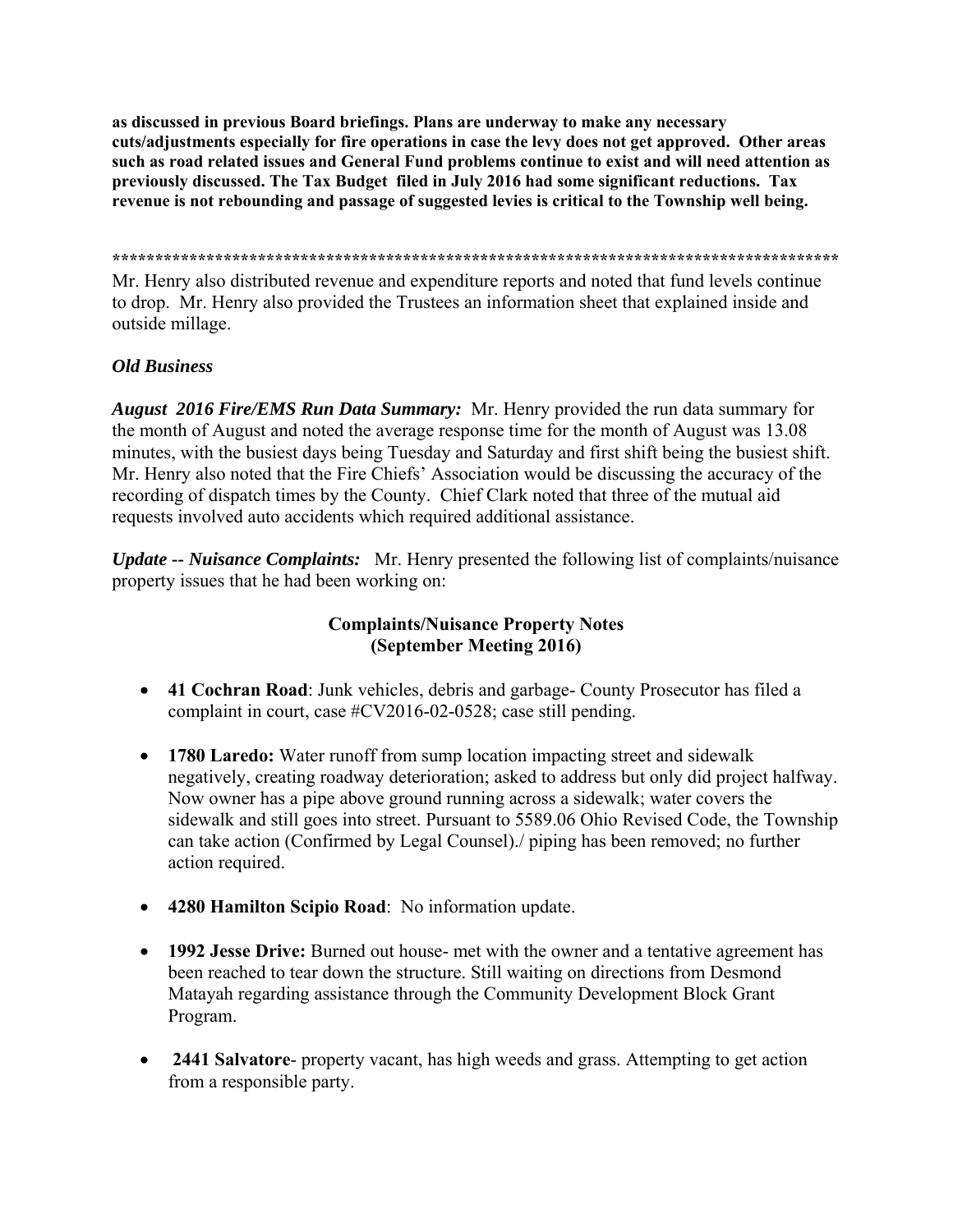**as discussed in previous Board briefings. Plans are underway to make any necessary cuts/adjustments especially for fire operations in case the levy does not get approved. Other areas such as road related issues and General Fund problems continue to exist and will need attention as previously discussed. The Tax Budget filed in July 2016 had some significant reductions. Tax revenue is not rebounding and passage of suggested levies is critical to the Township well being.**

*************************************************************************************

Mr. Henry also distributed revenue and expenditure reports and noted that fund levels continue to drop. Mr. Henry also provided the Trustees an information sheet that explained inside and outside millage.

***Old Business***

***August 2016 Fire/EMS Run Data Summary:*** Mr. Henry provided the run data summary for the month of August and noted the average response time for the month of August was 13.08 minutes, with the busiest days being Tuesday and Saturday and first shift being the busiest shift. Mr. Henry also noted that the Fire Chiefs' Association would be discussing the accuracy of the recording of dispatch times by the County. Chief Clark noted that three of the mutual aid requests involved auto accidents which required additional assistance.

***Update -- Nuisance Complaints:*** Mr. Henry presented the following list of complaints/nuisance property issues that he had been working on:

**Complaints/Nuisance Property Notes**
**(September Meeting 2016)**

- **41 Cochran Road**: Junk vehicles, debris and garbage- County Prosecutor has filed a complaint in court, case #CV2016-02-0528; case still pending.
- **1780 Laredo:** Water runoff from sump location impacting street and sidewalk negatively, creating roadway deterioration; asked to address but only did project halfway. Now owner has a pipe above ground running across a sidewalk; water covers the sidewalk and still goes into street. Pursuant to 5589.06 Ohio Revised Code, the Township can take action (Confirmed by Legal Counsel)./ piping has been removed; no further action required.
- **4280 Hamilton Scipio Road**: No information update.
- **1992 Jesse Drive:** Burned out house- met with the owner and a tentative agreement has been reached to tear down the structure. Still waiting on directions from Desmond Matayah regarding assistance through the Community Development Block Grant Program.
- **2441 Salvatore**- property vacant, has high weeds and grass. Attempting to get action from a responsible party.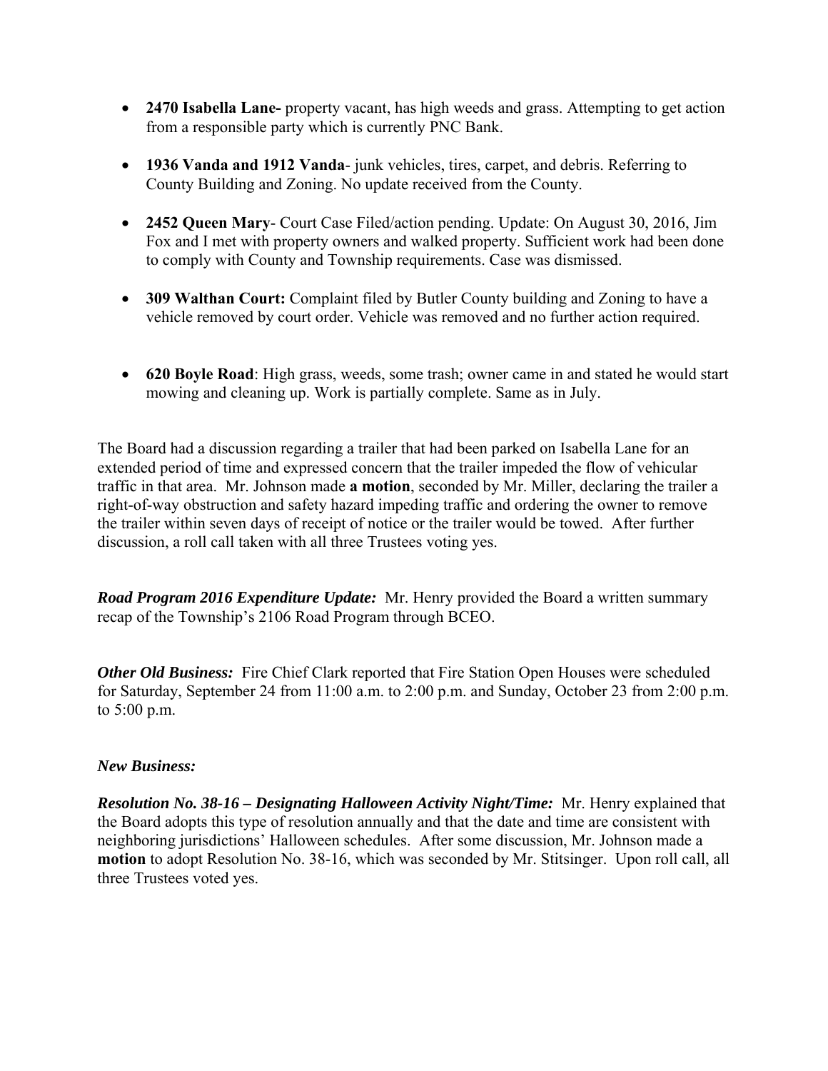- **2470 Isabella Lane-** property vacant, has high weeds and grass. Attempting to get action from a responsible party which is currently PNC Bank.

- **1936 Vanda and 1912 Vanda**- junk vehicles, tires, carpet, and debris. Referring to County Building and Zoning. No update received from the County.

- **2452 Queen Mary**- Court Case Filed/action pending. Update: On August 30, 2016, Jim Fox and I met with property owners and walked property. Sufficient work had been done to comply with County and Township requirements. Case was dismissed.

- **309 Walthan Court:** Complaint filed by Butler County building and Zoning to have a vehicle removed by court order. Vehicle was removed and no further action required.

- **620 Boyle Road**: High grass, weeds, some trash; owner came in and stated he would start mowing and cleaning up. Work is partially complete. Same as in July.

The Board had a discussion regarding a trailer that had been parked on Isabella Lane for an extended period of time and expressed concern that the trailer impeded the flow of vehicular traffic in that area. Mr. Johnson made **a motion**, seconded by Mr. Miller, declaring the trailer a right-of-way obstruction and safety hazard impeding traffic and ordering the owner to remove the trailer within seven days of receipt of notice or the trailer would be towed. After further discussion, a roll call taken with all three Trustees voting yes.

***Road Program 2016 Expenditure Update:*** Mr. Henry provided the Board a written summary recap of the Township's 2106 Road Program through BCEO.

***Other Old Business:*** Fire Chief Clark reported that Fire Station Open Houses were scheduled for Saturday, September 24 from 11:00 a.m. to 2:00 p.m. and Sunday, October 23 from 2:00 p.m. to 5:00 p.m.

***New Business:***

***Resolution No. 38-16 – Designating Halloween Activity Night/Time:*** Mr. Henry explained that the Board adopts this type of resolution annually and that the date and time are consistent with neighboring jurisdictions' Halloween schedules. After some discussion, Mr. Johnson made a **motion** to adopt Resolution No. 38-16, which was seconded by Mr. Stitsinger. Upon roll call, all three Trustees voted yes.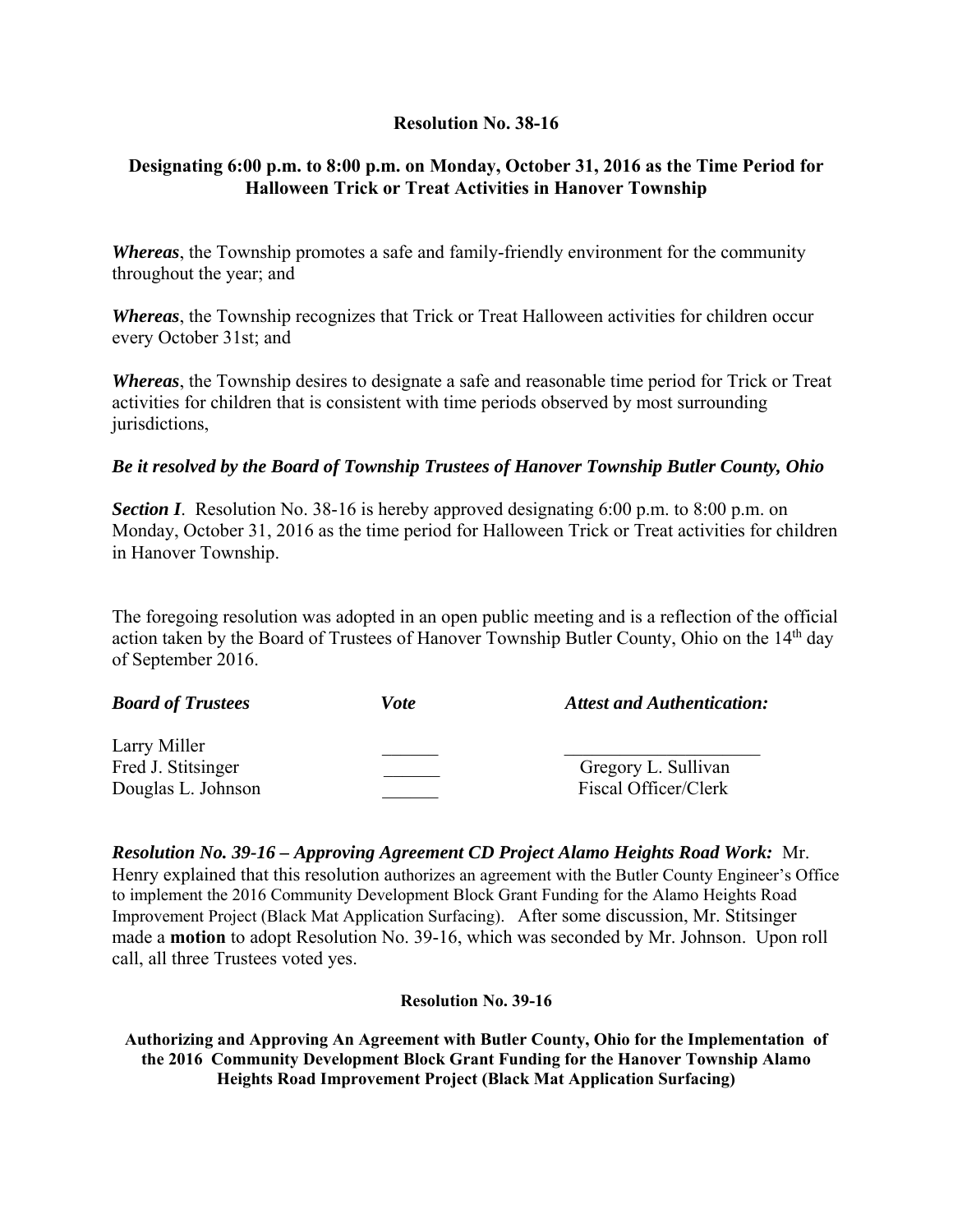**Resolution No. 38-16**

**Designating 6:00 p.m. to 8:00 p.m. on Monday, October 31, 2016 as the Time Period for Halloween Trick or Treat Activities in Hanover Township**

***Whereas***, the Township promotes a safe and family-friendly environment for the community throughout the year; and

***Whereas***, the Township recognizes that Trick or Treat Halloween activities for children occur every October 31st; and

***Whereas***, the Township desires to designate a safe and reasonable time period for Trick or Treat activities for children that is consistent with time periods observed by most surrounding jurisdictions,

***Be it resolved by the Board of Township Trustees of Hanover Township Butler County, Ohio***

***Section I***. Resolution No. 38-16 is hereby approved designating 6:00 p.m. to 8:00 p.m. on Monday, October 31, 2016 as the time period for Halloween Trick or Treat activities for children in Hanover Township.

The foregoing resolution was adopted in an open public meeting and is a reflection of the official action taken by the Board of Trustees of Hanover Township Butler County, Ohio on the 14th day of September 2016.

| ***Board of Trustees*** | ***Vote*** | ***Attest and Authentication:*** |
|---|---|---|
| Larry Miller | ______ | ____________________ |
| Fred J. Stitsinger | ______ | Gregory L. Sullivan |
| Douglas L. Johnson | ______ | Fiscal Officer/Clerk |

***Resolution No. 39-16 – Approving Agreement CD Project Alamo Heights Road Work:*** Mr. Henry explained that this resolution authorizes an agreement with the Butler County Engineer's Office to implement the 2016 Community Development Block Grant Funding for the Alamo Heights Road Improvement Project (Black Mat Application Surfacing). After some discussion, Mr. Stitsinger made a **motion** to adopt Resolution No. 39-16, which was seconded by Mr. Johnson. Upon roll call, all three Trustees voted yes.

**Resolution No. 39-16**

**Authorizing and Approving An Agreement with Butler County, Ohio for the Implementation of the 2016 Community Development Block Grant Funding for the Hanover Township Alamo Heights Road Improvement Project (Black Mat Application Surfacing)**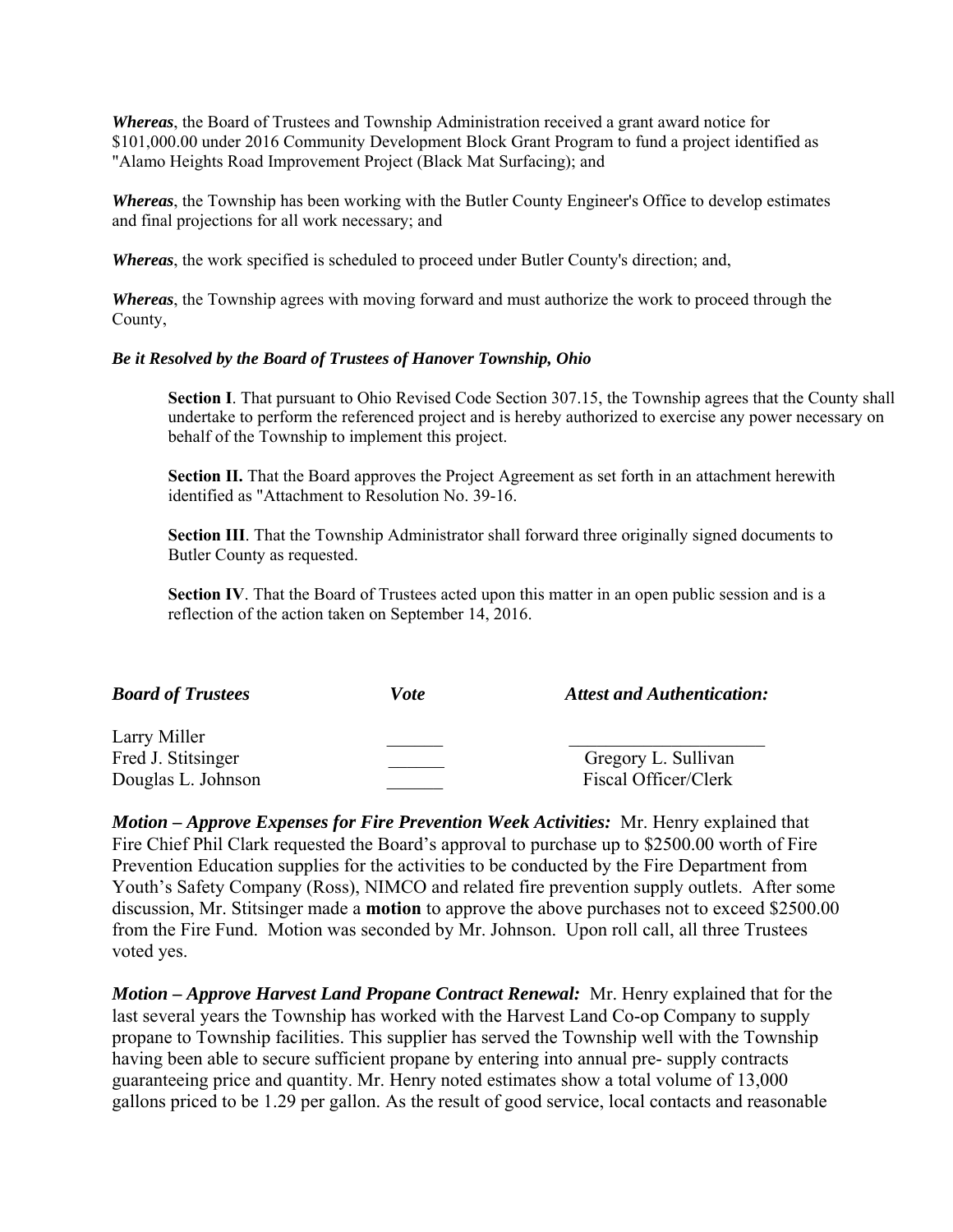***Whereas***, the Board of Trustees and Township Administration received a grant award notice for $101,000.00 under 2016 Community Development Block Grant Program to fund a project identified as "Alamo Heights Road Improvement Project (Black Mat Surfacing); and

***Whereas***, the Township has been working with the Butler County Engineer's Office to develop estimates and final projections for all work necessary; and

***Whereas***, the work specified is scheduled to proceed under Butler County's direction; and,

***Whereas***, the Township agrees with moving forward and must authorize the work to proceed through the County,

***Be it Resolved by the Board of Trustees of Hanover Township, Ohio***

> **Section I**. That pursuant to Ohio Revised Code Section 307.15, the Township agrees that the County shall undertake to perform the referenced project and is hereby authorized to exercise any power necessary on behalf of the Township to implement this project.
>
> **Section II.** That the Board approves the Project Agreement as set forth in an attachment herewith identified as "Attachment to Resolution No. 39-16.
>
> **Section III**. That the Township Administrator shall forward three originally signed documents to Butler County as requested.
>
> **Section IV**. That the Board of Trustees acted upon this matter in an open public session and is a reflection of the action taken on September 14, 2016.

| ***Board of Trustees*** | ***Vote*** | ***Attest and Authentication:*** |
|---|---|---|
| Larry Miller | ______ | ____________________ |
| Fred J. Stitsinger | ______ | Gregory L. Sullivan |
| Douglas L. Johnson | ______ | Fiscal Officer/Clerk |

***Motion – Approve Expenses for Fire Prevention Week Activities:*** Mr. Henry explained that Fire Chief Phil Clark requested the Board's approval to purchase up to $2500.00 worth of Fire Prevention Education supplies for the activities to be conducted by the Fire Department from Youth's Safety Company (Ross), NIMCO and related fire prevention supply outlets. After some discussion, Mr. Stitsinger made a **motion** to approve the above purchases not to exceed $2500.00 from the Fire Fund. Motion was seconded by Mr. Johnson. Upon roll call, all three Trustees voted yes.

***Motion – Approve Harvest Land Propane Contract Renewal:*** Mr. Henry explained that for the last several years the Township has worked with the Harvest Land Co-op Company to supply propane to Township facilities. This supplier has served the Township well with the Township having been able to secure sufficient propane by entering into annual pre- supply contracts guaranteeing price and quantity. Mr. Henry noted estimates show a total volume of 13,000 gallons priced to be 1.29 per gallon. As the result of good service, local contacts and reasonable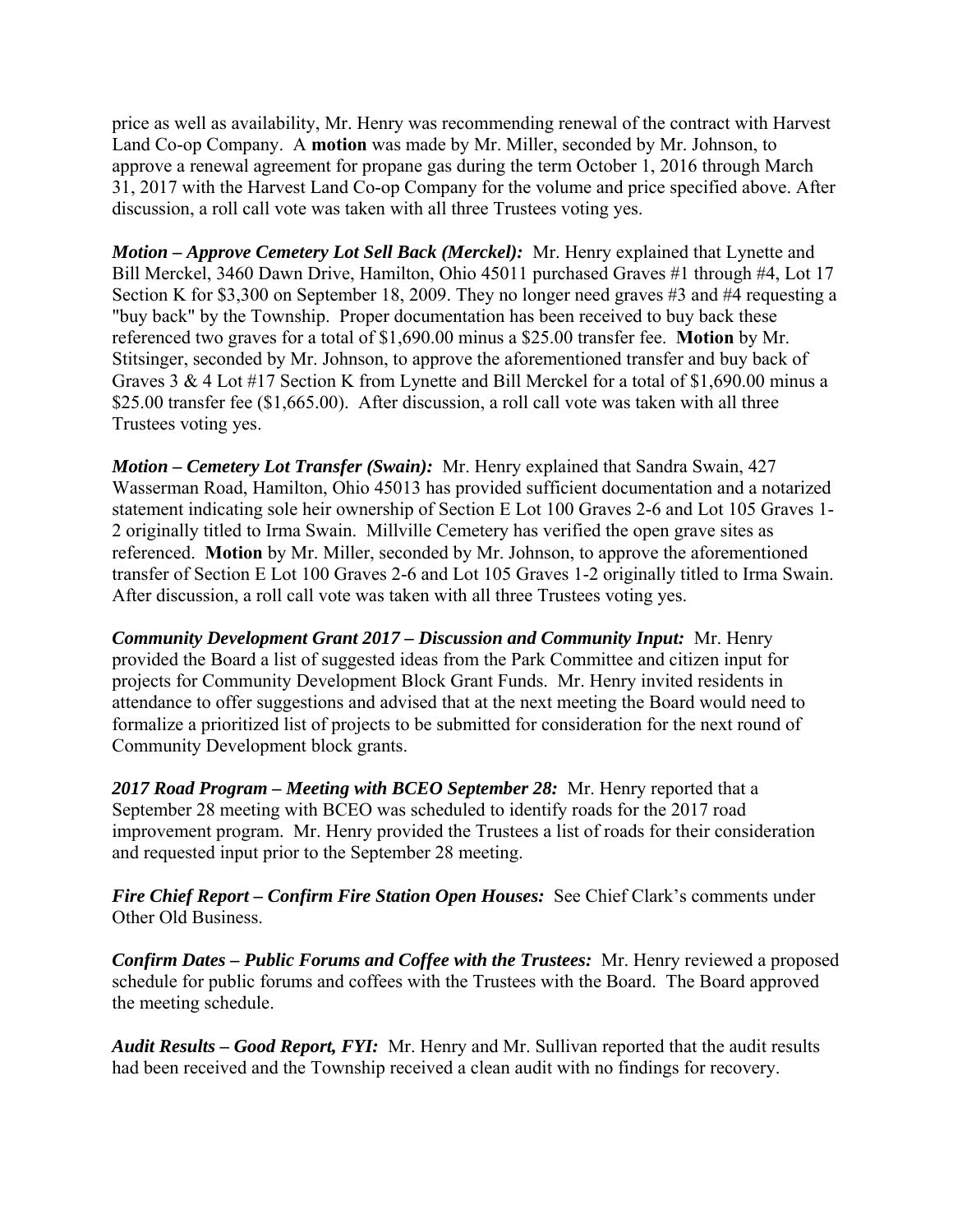price as well as availability, Mr. Henry was recommending renewal of the contract with Harvest Land Co-op Company. A **motion** was made by Mr. Miller, seconded by Mr. Johnson, to approve a renewal agreement for propane gas during the term October 1, 2016 through March 31, 2017 with the Harvest Land Co-op Company for the volume and price specified above. After discussion, a roll call vote was taken with all three Trustees voting yes.

***Motion – Approve Cemetery Lot Sell Back (Merckel):*** Mr. Henry explained that Lynette and Bill Merckel, 3460 Dawn Drive, Hamilton, Ohio 45011 purchased Graves #1 through #4, Lot 17 Section K for $3,300 on September 18, 2009. They no longer need graves #3 and #4 requesting a "buy back" by the Township. Proper documentation has been received to buy back these referenced two graves for a total of $1,690.00 minus a $25.00 transfer fee. **Motion** by Mr. Stitsinger, seconded by Mr. Johnson, to approve the aforementioned transfer and buy back of Graves 3 & 4 Lot #17 Section K from Lynette and Bill Merckel for a total of $1,690.00 minus a $25.00 transfer fee ($1,665.00). After discussion, a roll call vote was taken with all three Trustees voting yes.

***Motion – Cemetery Lot Transfer (Swain):*** Mr. Henry explained that Sandra Swain, 427 Wasserman Road, Hamilton, Ohio 45013 has provided sufficient documentation and a notarized statement indicating sole heir ownership of Section E Lot 100 Graves 2-6 and Lot 105 Graves 1-2 originally titled to Irma Swain. Millville Cemetery has verified the open grave sites as referenced. **Motion** by Mr. Miller, seconded by Mr. Johnson, to approve the aforementioned transfer of Section E Lot 100 Graves 2-6 and Lot 105 Graves 1-2 originally titled to Irma Swain. After discussion, a roll call vote was taken with all three Trustees voting yes.

***Community Development Grant 2017 – Discussion and Community Input:*** Mr. Henry provided the Board a list of suggested ideas from the Park Committee and citizen input for projects for Community Development Block Grant Funds. Mr. Henry invited residents in attendance to offer suggestions and advised that at the next meeting the Board would need to formalize a prioritized list of projects to be submitted for consideration for the next round of Community Development block grants.

***2017 Road Program – Meeting with BCEO September 28:*** Mr. Henry reported that a September 28 meeting with BCEO was scheduled to identify roads for the 2017 road improvement program. Mr. Henry provided the Trustees a list of roads for their consideration and requested input prior to the September 28 meeting.

***Fire Chief Report – Confirm Fire Station Open Houses:*** See Chief Clark's comments under Other Old Business.

***Confirm Dates – Public Forums and Coffee with the Trustees:*** Mr. Henry reviewed a proposed schedule for public forums and coffees with the Trustees with the Board. The Board approved the meeting schedule.

***Audit Results – Good Report, FYI:*** Mr. Henry and Mr. Sullivan reported that the audit results had been received and the Township received a clean audit with no findings for recovery.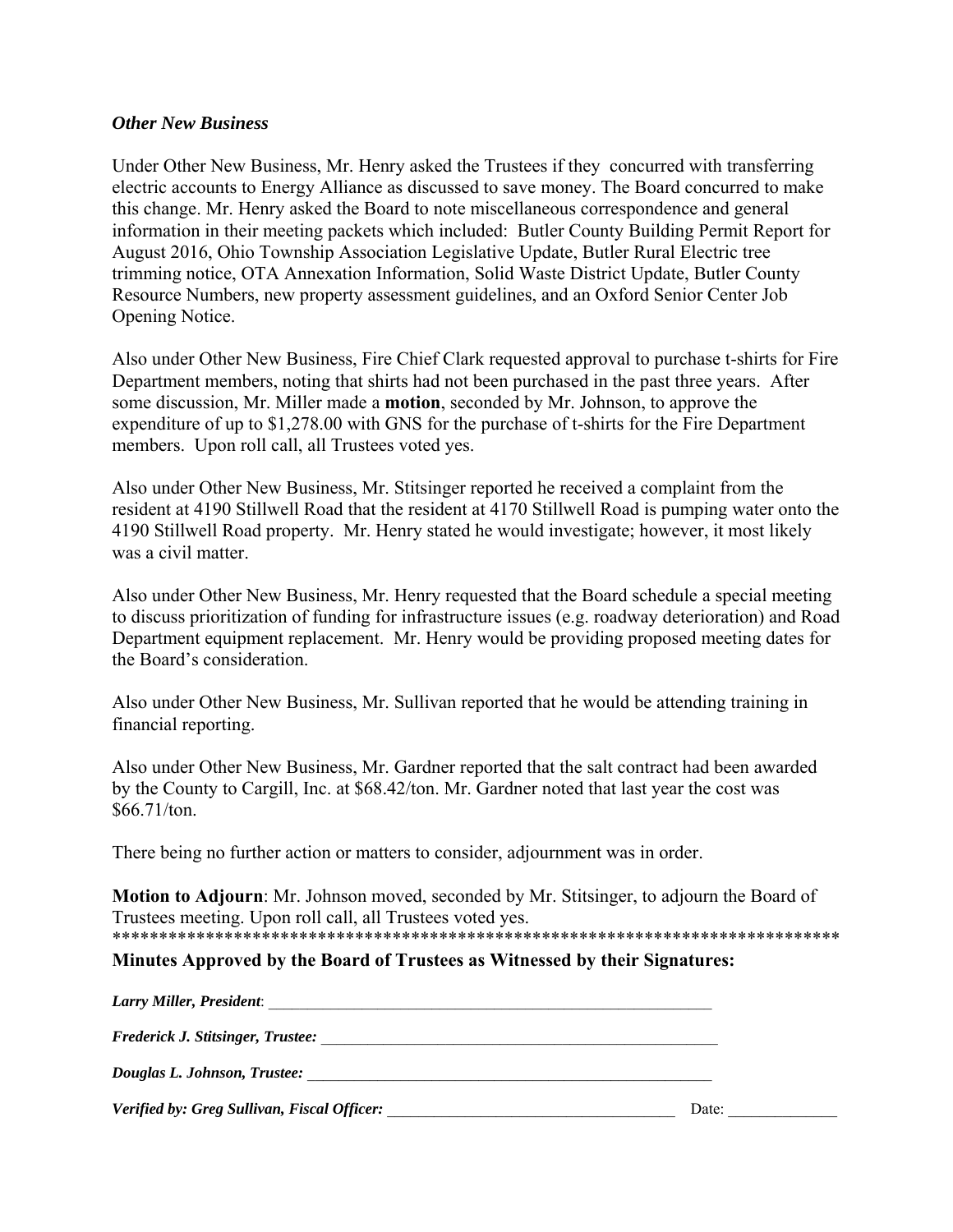***Other New Business***

Under Other New Business, Mr. Henry asked the Trustees if they concurred with transferring electric accounts to Energy Alliance as discussed to save money. The Board concurred to make this change. Mr. Henry asked the Board to note miscellaneous correspondence and general information in their meeting packets which included: Butler County Building Permit Report for August 2016, Ohio Township Association Legislative Update, Butler Rural Electric tree trimming notice, OTA Annexation Information, Solid Waste District Update, Butler County Resource Numbers, new property assessment guidelines, and an Oxford Senior Center Job Opening Notice.

Also under Other New Business, Fire Chief Clark requested approval to purchase t-shirts for Fire Department members, noting that shirts had not been purchased in the past three years. After some discussion, Mr. Miller made a **motion**, seconded by Mr. Johnson, to approve the expenditure of up to $1,278.00 with GNS for the purchase of t-shirts for the Fire Department members. Upon roll call, all Trustees voted yes.

Also under Other New Business, Mr. Stitsinger reported he received a complaint from the resident at 4190 Stillwell Road that the resident at 4170 Stillwell Road is pumping water onto the 4190 Stillwell Road property. Mr. Henry stated he would investigate; however, it most likely was a civil matter.

Also under Other New Business, Mr. Henry requested that the Board schedule a special meeting to discuss prioritization of funding for infrastructure issues (e.g. roadway deterioration) and Road Department equipment replacement. Mr. Henry would be providing proposed meeting dates for the Board's consideration.

Also under Other New Business, Mr. Sullivan reported that he would be attending training in financial reporting.

Also under Other New Business, Mr. Gardner reported that the salt contract had been awarded by the County to Cargill, Inc. at $68.42/ton. Mr. Gardner noted that last year the cost was $66.71/ton.

There being no further action or matters to consider, adjournment was in order.

**Motion to Adjourn**: Mr. Johnson moved, seconded by Mr. Stitsinger, to adjourn the Board of Trustees meeting. Upon roll call, all Trustees voted yes.

********************************************************************************

**Minutes Approved by the Board of Trustees as Witnessed by their Signatures:**

***Larry Miller, President***: ________________________________________________________

***Frederick J. Stitsinger, Trustee:*** ____________________________________________________

***Douglas L. Johnson, Trustee:*** ______________________________________________________

***Verified by: Greg Sullivan, Fiscal Officer:*** _____________________________________ Date: ______________